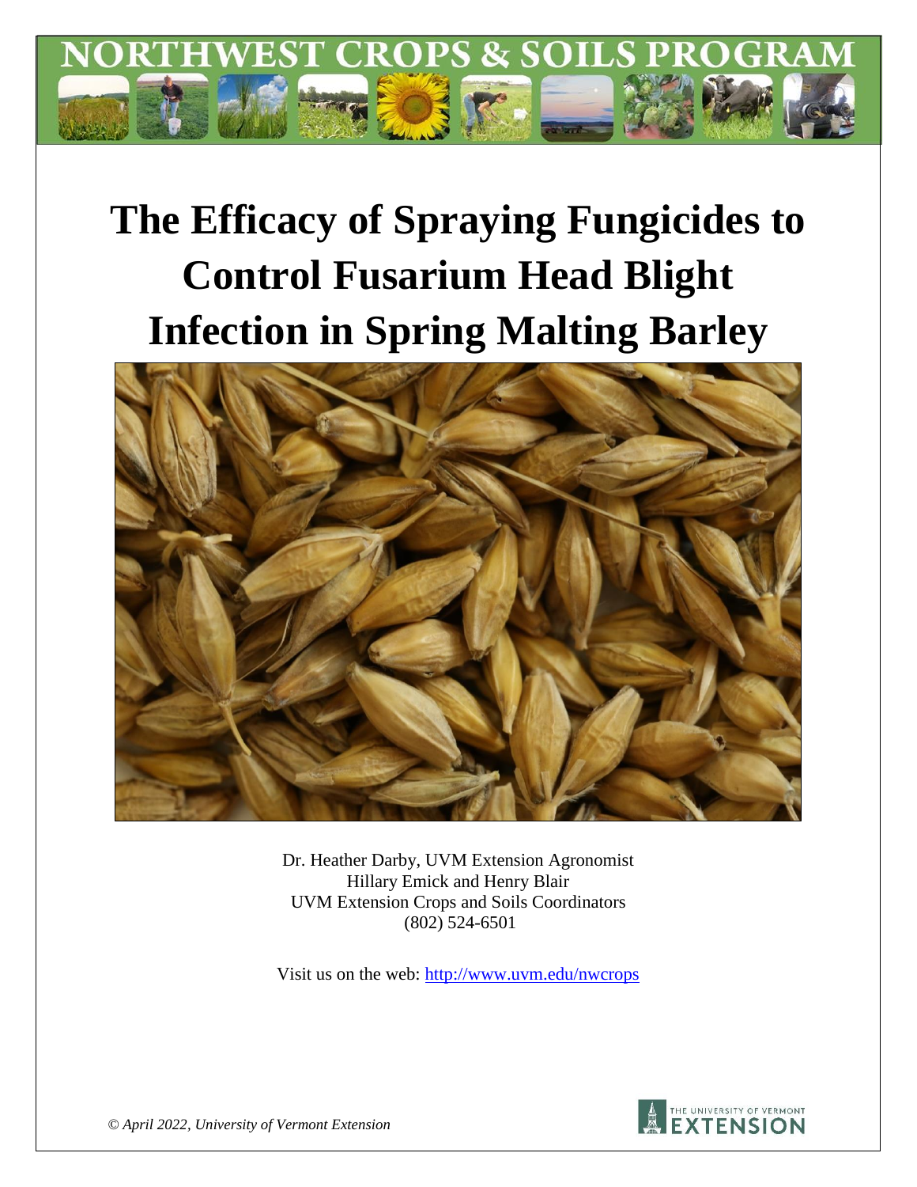# NORTHWEST CROPS & SOILS PROGRAM

# The Efficacy of Spraying Fungicides to Control Fusarium Head Blight Infection in Spring Malting Barley

Dr. Heather Darby, UVM Extension Agronomist
Hillary Emick and Henry Blair
UVM Extension Crops and Soils Coordinators
(802) 524-6501

Visit us on the web: http://www.uvm.edu/nwcrops

*© April 2022, University of Vermont Extension*

THE UNIVERSITY OF VERMONT EXTENSION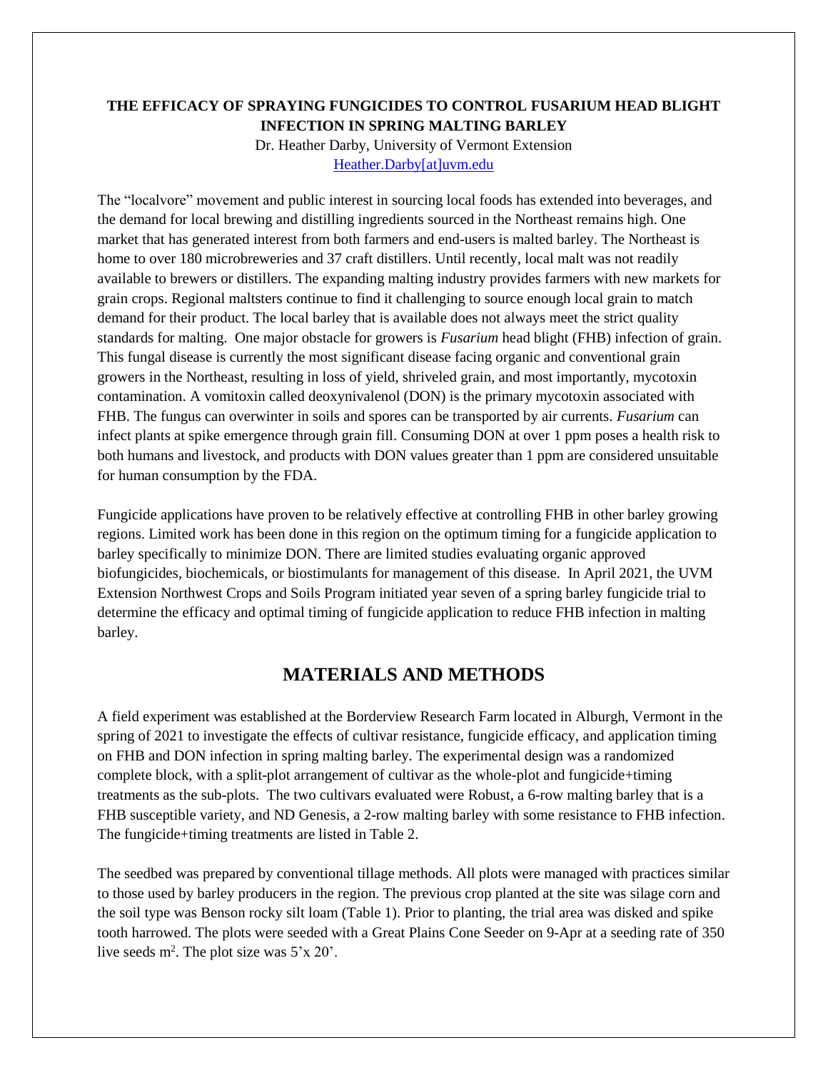**THE EFFICACY OF SPRAYING FUNGICIDES TO CONTROL FUSARIUM HEAD BLIGHT INFECTION IN SPRING MALTING BARLEY**

Dr. Heather Darby, University of Vermont Extension
Heather.Darby[at]uvm.edu

The "localvore" movement and public interest in sourcing local foods has extended into beverages, and the demand for local brewing and distilling ingredients sourced in the Northeast remains high. One market that has generated interest from both farmers and end-users is malted barley. The Northeast is home to over 180 microbreweries and 37 craft distillers. Until recently, local malt was not readily available to brewers or distillers. The expanding malting industry provides farmers with new markets for grain crops. Regional maltsters continue to find it challenging to source enough local grain to match demand for their product. The local barley that is available does not always meet the strict quality standards for malting. One major obstacle for growers is *Fusarium* head blight (FHB) infection of grain. This fungal disease is currently the most significant disease facing organic and conventional grain growers in the Northeast, resulting in loss of yield, shriveled grain, and most importantly, mycotoxin contamination. A vomitoxin called deoxynivalenol (DON) is the primary mycotoxin associated with FHB. The fungus can overwinter in soils and spores can be transported by air currents. *Fusarium* can infect plants at spike emergence through grain fill. Consuming DON at over 1 ppm poses a health risk to both humans and livestock, and products with DON values greater than 1 ppm are considered unsuitable for human consumption by the FDA.

Fungicide applications have proven to be relatively effective at controlling FHB in other barley growing regions. Limited work has been done in this region on the optimum timing for a fungicide application to barley specifically to minimize DON. There are limited studies evaluating organic approved biofungicides, biochemicals, or biostimulants for management of this disease. In April 2021, the UVM Extension Northwest Crops and Soils Program initiated year seven of a spring barley fungicide trial to determine the efficacy and optimal timing of fungicide application to reduce FHB infection in malting barley.

## MATERIALS AND METHODS

A field experiment was established at the Borderview Research Farm located in Alburgh, Vermont in the spring of 2021 to investigate the effects of cultivar resistance, fungicide efficacy, and application timing on FHB and DON infection in spring malting barley. The experimental design was a randomized complete block, with a split-plot arrangement of cultivar as the whole-plot and fungicide+timing treatments as the sub-plots. The two cultivars evaluated were Robust, a 6-row malting barley that is a FHB susceptible variety, and ND Genesis, a 2-row malting barley with some resistance to FHB infection. The fungicide+timing treatments are listed in Table 2.

The seedbed was prepared by conventional tillage methods. All plots were managed with practices similar to those used by barley producers in the region. The previous crop planted at the site was silage corn and the soil type was Benson rocky silt loam (Table 1). Prior to planting, the trial area was disked and spike tooth harrowed. The plots were seeded with a Great Plains Cone Seeder on 9-Apr at a seeding rate of 350 live seeds $m^2$. The plot size was 5'x 20'.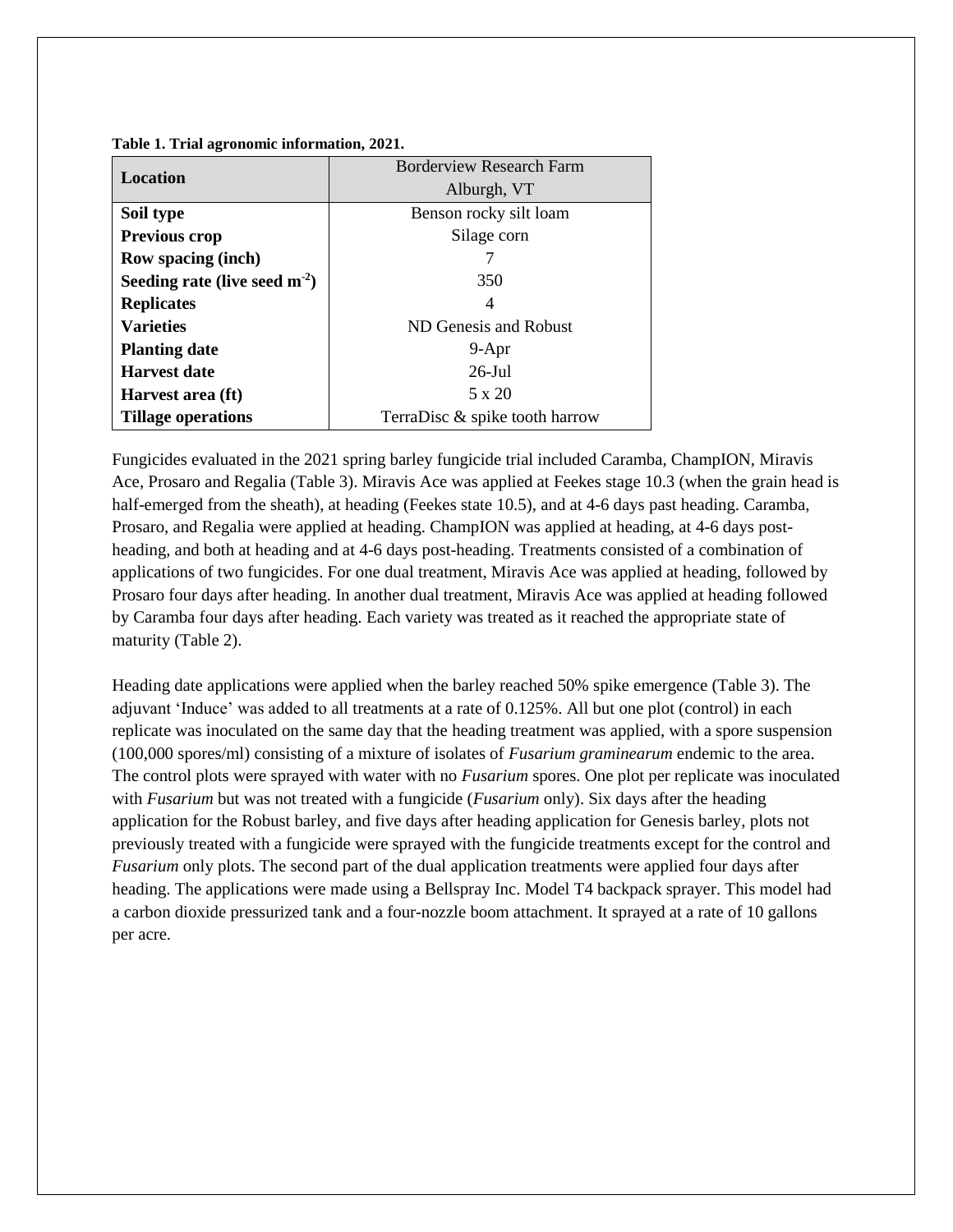**Table 1. Trial agronomic information, 2021.**

| **Location** | Borderview Research Farm Alburgh, VT |
|---|---|
| **Soil type** | Benson rocky silt loam |
| **Previous crop** | Silage corn |
| **Row spacing (inch)** | 7 |
| **Seeding rate (live seed $m^{-2}$)** | 350 |
| **Replicates** | 4 |
| **Varieties** | ND Genesis and Robust |
| **Planting date** | 9-Apr |
| **Harvest date** | 26-Jul |
| **Harvest area (ft)** | 5 x 20 |
| **Tillage operations** | TerraDisc & spike tooth harrow |

Fungicides evaluated in the 2021 spring barley fungicide trial included Caramba, ChampION, Miravis Ace, Prosaro and Regalia (Table 3). Miravis Ace was applied at Feekes stage 10.3 (when the grain head is half-emerged from the sheath), at heading (Feekes state 10.5), and at 4-6 days past heading. Caramba, Prosaro, and Regalia were applied at heading. ChampION was applied at heading, at 4-6 days post-heading, and both at heading and at 4-6 days post-heading. Treatments consisted of a combination of applications of two fungicides. For one dual treatment, Miravis Ace was applied at heading, followed by Prosaro four days after heading. In another dual treatment, Miravis Ace was applied at heading followed by Caramba four days after heading. Each variety was treated as it reached the appropriate state of maturity (Table 2).

Heading date applications were applied when the barley reached 50% spike emergence (Table 3). The adjuvant 'Induce' was added to all treatments at a rate of 0.125%. All but one plot (control) in each replicate was inoculated on the same day that the heading treatment was applied, with a spore suspension (100,000 spores/ml) consisting of a mixture of isolates of *Fusarium graminearum* endemic to the area. The control plots were sprayed with water with no *Fusarium* spores. One plot per replicate was inoculated with *Fusarium* but was not treated with a fungicide (*Fusarium* only). Six days after the heading application for the Robust barley, and five days after heading application for Genesis barley, plots not previously treated with a fungicide were sprayed with the fungicide treatments except for the control and *Fusarium* only plots. The second part of the dual application treatments were applied four days after heading. The applications were made using a Bellspray Inc. Model T4 backpack sprayer. This model had a carbon dioxide pressurized tank and a four-nozzle boom attachment. It sprayed at a rate of 10 gallons per acre.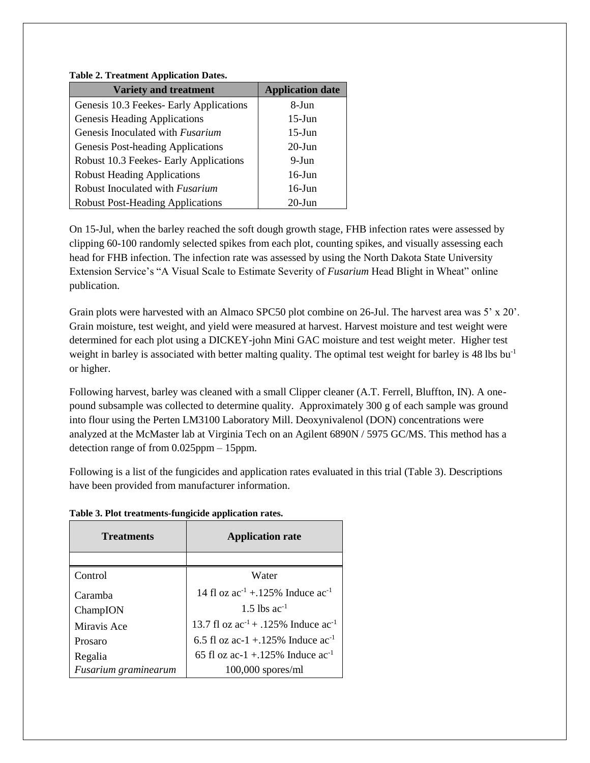**Table 2. Treatment Application Dates.**

| Variety and treatment | Application date |
|---|---|
| Genesis 10.3 Feekes- Early Applications | 8-Jun |
| Genesis Heading Applications | 15-Jun |
| Genesis Inoculated with *Fusarium* | 15-Jun |
| Genesis Post-heading Applications | 20-Jun |
| Robust 10.3 Feekes- Early Applications | 9-Jun |
| Robust Heading Applications | 16-Jun |
| Robust Inoculated with *Fusarium* | 16-Jun |
| Robust Post-Heading Applications | 20-Jun |

On 15-Jul, when the barley reached the soft dough growth stage, FHB infection rates were assessed by clipping 60-100 randomly selected spikes from each plot, counting spikes, and visually assessing each head for FHB infection. The infection rate was assessed by using the North Dakota State University Extension Service's "A Visual Scale to Estimate Severity of *Fusarium* Head Blight in Wheat" online publication.

Grain plots were harvested with an Almaco SPC50 plot combine on 26-Jul. The harvest area was 5' x 20'. Grain moisture, test weight, and yield were measured at harvest. Harvest moisture and test weight were determined for each plot using a DICKEY-john Mini GAC moisture and test weight meter. Higher test weight in barley is associated with better malting quality. The optimal test weight for barley is 48 lbs bu$^{-1}$ or higher.

Following harvest, barley was cleaned with a small Clipper cleaner (A.T. Ferrell, Bluffton, IN). A one-pound subsample was collected to determine quality. Approximately 300 g of each sample was ground into flour using the Perten LM3100 Laboratory Mill. Deoxynivalenol (DON) concentrations were analyzed at the McMaster lab at Virginia Tech on an Agilent 6890N / 5975 GC/MS. This method has a detection range of from 0.025ppm – 15ppm.

Following is a list of the fungicides and application rates evaluated in this trial (Table 3). Descriptions have been provided from manufacturer information.

**Table 3. Plot treatments-fungicide application rates.**

| Treatments | Application rate |
|---|---|
| | |
| Control | Water |
| Caramba | 14 fl oz ac$^{-1}$ +.125% Induce ac$^{-1}$ |
| ChampION | 1.5 lbs ac$^{-1}$ |
| Miravis Ace | 13.7 fl oz ac$^{-1}$ + .125% Induce ac$^{-1}$ |
| Prosaro | 6.5 fl oz ac-1 +.125% Induce ac$^{-1}$ |
| Regalia | 65 fl oz ac-1 +.125% Induce ac$^{-1}$ |
| *Fusarium graminearum* | 100,000 spores/ml |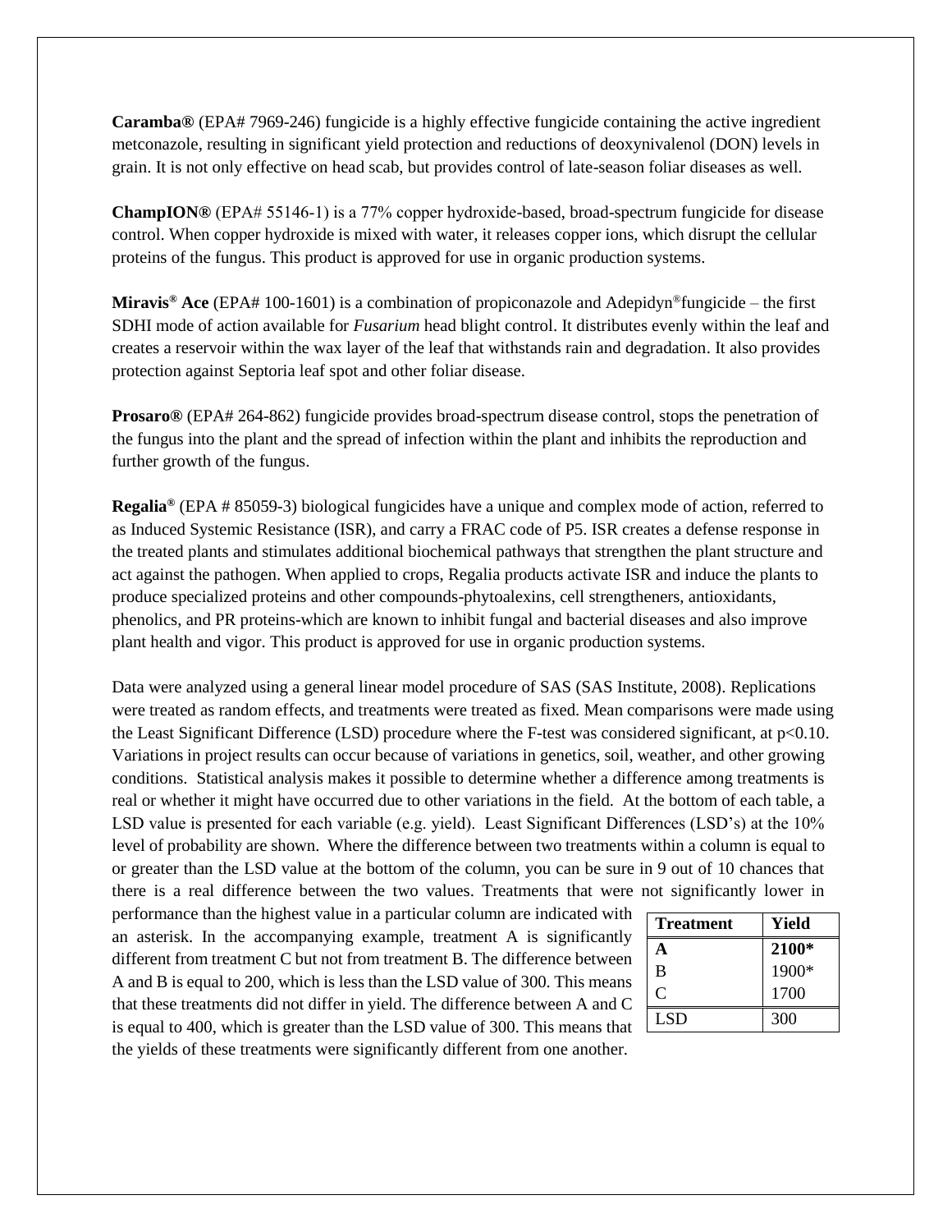**Caramba®** (EPA# 7969-246) fungicide is a highly effective fungicide containing the active ingredient metconazole, resulting in significant yield protection and reductions of deoxynivalenol (DON) levels in grain. It is not only effective on head scab, but provides control of late-season foliar diseases as well.

**ChampION®** (EPA# 55146-1) is a 77% copper hydroxide-based, broad-spectrum fungicide for disease control. When copper hydroxide is mixed with water, it releases copper ions, which disrupt the cellular proteins of the fungus. This product is approved for use in organic production systems.

**Miravis® Ace** (EPA# 100-1601) is a combination of propiconazole and Adepidyn® fungicide – the first SDHI mode of action available for *Fusarium* head blight control. It distributes evenly within the leaf and creates a reservoir within the wax layer of the leaf that withstands rain and degradation. It also provides protection against Septoria leaf spot and other foliar disease.

**Prosaro®** (EPA# 264-862) fungicide provides broad-spectrum disease control, stops the penetration of the fungus into the plant and the spread of infection within the plant and inhibits the reproduction and further growth of the fungus.

**Regalia®** (EPA # 85059-3) biological fungicides have a unique and complex mode of action, referred to as Induced Systemic Resistance (ISR), and carry a FRAC code of P5. ISR creates a defense response in the treated plants and stimulates additional biochemical pathways that strengthen the plant structure and act against the pathogen. When applied to crops, Regalia products activate ISR and induce the plants to produce specialized proteins and other compounds-phytoalexins, cell strengtheners, antioxidants, phenolics, and PR proteins-which are known to inhibit fungal and bacterial diseases and also improve plant health and vigor. This product is approved for use in organic production systems.

Data were analyzed using a general linear model procedure of SAS (SAS Institute, 2008). Replications were treated as random effects, and treatments were treated as fixed. Mean comparisons were made using the Least Significant Difference (LSD) procedure where the F-test was considered significant, at $p<0.10$. Variations in project results can occur because of variations in genetics, soil, weather, and other growing conditions. Statistical analysis makes it possible to determine whether a difference among treatments is real or whether it might have occurred due to other variations in the field. At the bottom of each table, a LSD value is presented for each variable (e.g. yield). Least Significant Differences (LSD's) at the 10% level of probability are shown. Where the difference between two treatments within a column is equal to or greater than the LSD value at the bottom of the column, you can be sure in 9 out of 10 chances that there is a real difference between the two values. Treatments that were not significantly lower in performance than the highest value in a particular column are indicated with an asterisk. In the accompanying example, treatment A is significantly different from treatment C but not from treatment B. The difference between A and B is equal to 200, which is less than the LSD value of 300. This means that these treatments did not differ in yield. The difference between A and C is equal to 400, which is greater than the LSD value of 300. This means that the yields of these treatments were significantly different from one another.

| Treatment | Yield |
|---|---|
| **A** | **2100*** |
| B | 1900* |
| C | 1700 |
| LSD | 300 |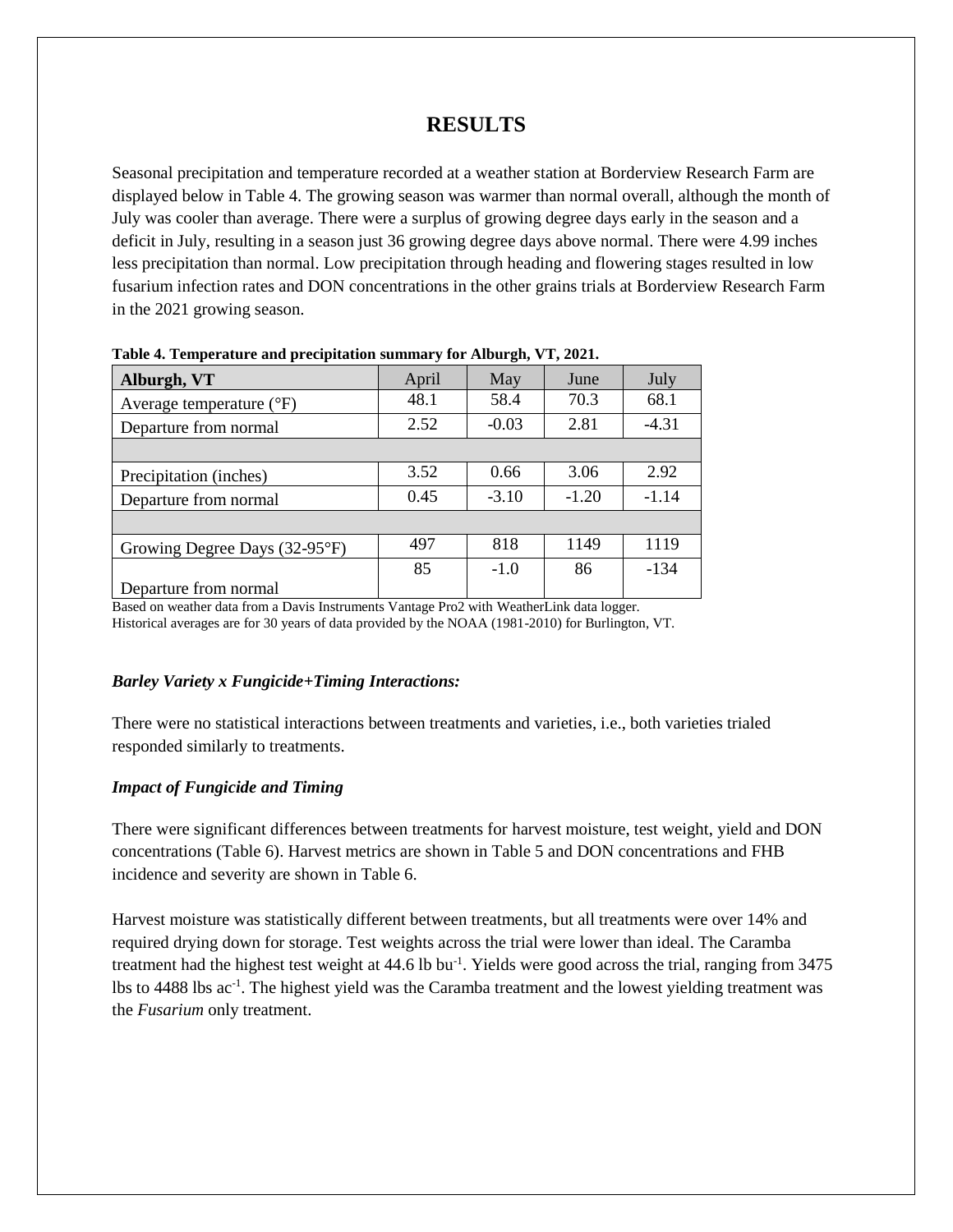# RESULTS

Seasonal precipitation and temperature recorded at a weather station at Borderview Research Farm are displayed below in Table 4. The growing season was warmer than normal overall, although the month of July was cooler than average. There were a surplus of growing degree days early in the season and a deficit in July, resulting in a season just 36 growing degree days above normal. There were 4.99 inches less precipitation than normal. Low precipitation through heading and flowering stages resulted in low fusarium infection rates and DON concentrations in the other grains trials at Borderview Research Farm in the 2021 growing season.

**Table 4. Temperature and precipitation summary for Alburgh, VT, 2021.**

| Alburgh, VT | April | May | June | July |
|---|---|---|---|---|
| Average temperature (°F) | 48.1 | 58.4 | 70.3 | 68.1 |
| Departure from normal | 2.52 | -0.03 | 2.81 | -4.31 |
| | | | | |
| Precipitation (inches) | 3.52 | 0.66 | 3.06 | 2.92 |
| Departure from normal | 0.45 | -3.10 | -1.20 | -1.14 |
| | | | | |
| Growing Degree Days (32-95°F) | 497 | 818 | 1149 | 1119 |
| Departure from normal | 85 | -1.0 | 86 | -134 |

Based on weather data from a Davis Instruments Vantage Pro2 with WeatherLink data logger.
Historical averages are for 30 years of data provided by the NOAA (1981-2010) for Burlington, VT.

### *Barley Variety x Fungicide+Timing Interactions:*

There were no statistical interactions between treatments and varieties, i.e., both varieties trialed responded similarly to treatments.

### *Impact of Fungicide and Timing*

There were significant differences between treatments for harvest moisture, test weight, yield and DON concentrations (Table 6). Harvest metrics are shown in Table 5 and DON concentrations and FHB incidence and severity are shown in Table 6.

Harvest moisture was statistically different between treatments, but all treatments were over 14% and required drying down for storage. Test weights across the trial were lower than ideal. The Caramba treatment had the highest test weight at 44.6 lb bu$^{-1}$. Yields were good across the trial, ranging from 3475 lbs to 4488 lbs ac$^{-1}$. The highest yield was the Caramba treatment and the lowest yielding treatment was the *Fusarium* only treatment.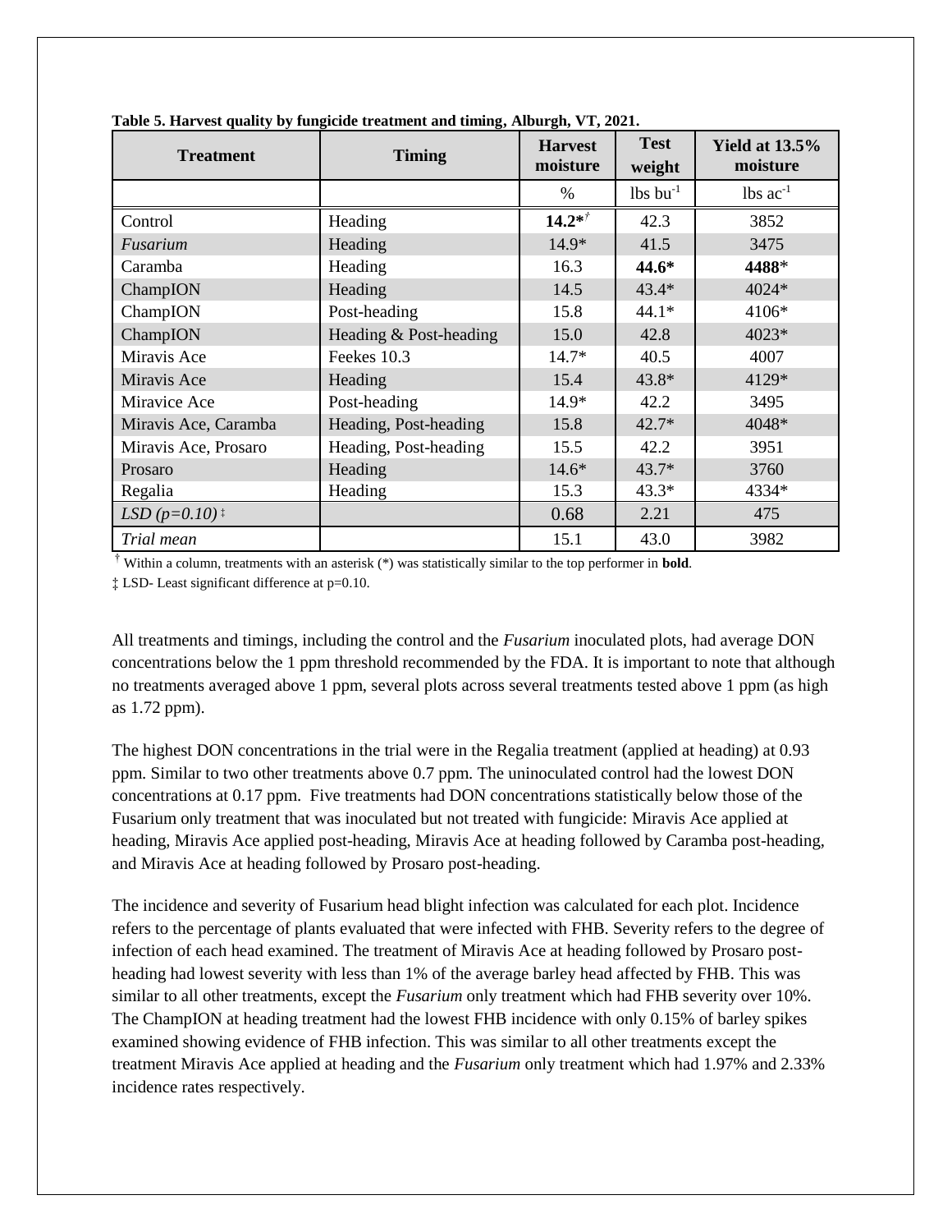**Table 5. Harvest quality by fungicide treatment and timing, Alburgh, VT, 2021.**

| Treatment | Timing | Harvest moisture | Test weight | Yield at 13.5% moisture |
|---|---|---|---|---|
| | | % | lbs $bu^{-1}$ | lbs $ac^{-1}$ |
| Control | Heading | **14.2***[†] | 42.3 | 3852 |
| *Fusarium* | Heading | 14.9* | 41.5 | 3475 |
| Caramba | Heading | 16.3 | **44.6*** | **4488*** |
| ChampION | Heading | 14.5 | 43.4* | 4024* |
| ChampION | Post-heading | 15.8 | 44.1* | 4106* |
| ChampION | Heading & Post-heading | 15.0 | 42.8 | 4023* |
| Miravis Ace | Feekes 10.3 | 14.7* | 40.5 | 4007 |
| Miravis Ace | Heading | 15.4 | 43.8* | 4129* |
| Miravice Ace | Post-heading | 14.9* | 42.2 | 3495 |
| Miravis Ace, Caramba | Heading, Post-heading | 15.8 | 42.7* | 4048* |
| Miravis Ace, Prosaro | Heading, Post-heading | 15.5 | 42.2 | 3951 |
| Prosaro | Heading | 14.6* | 43.7* | 3760 |
| Regalia | Heading | 15.3 | 43.3* | 4334* |
| *LSD (p=0.10)* [‡] | | 0.68 | 2.21 | 475 |
| *Trial mean* | | 15.1 | 43.0 | 3982 |

[†] Within a column, treatments with an asterisk (*) was statistically similar to the top performer in **bold**.

‡ LSD- Least significant difference at p=0.10.

All treatments and timings, including the control and the *Fusarium* inoculated plots, had average DON concentrations below the 1 ppm threshold recommended by the FDA. It is important to note that although no treatments averaged above 1 ppm, several plots across several treatments tested above 1 ppm (as high as 1.72 ppm).

The highest DON concentrations in the trial were in the Regalia treatment (applied at heading) at 0.93 ppm. Similar to two other treatments above 0.7 ppm. The uninoculated control had the lowest DON concentrations at 0.17 ppm. Five treatments had DON concentrations statistically below those of the Fusarium only treatment that was inoculated but not treated with fungicide: Miravis Ace applied at heading, Miravis Ace applied post-heading, Miravis Ace at heading followed by Caramba post-heading, and Miravis Ace at heading followed by Prosaro post-heading.

The incidence and severity of Fusarium head blight infection was calculated for each plot. Incidence refers to the percentage of plants evaluated that were infected with FHB. Severity refers to the degree of infection of each head examined. The treatment of Miravis Ace at heading followed by Prosaro post-heading had lowest severity with less than 1% of the average barley head affected by FHB. This was similar to all other treatments, except the *Fusarium* only treatment which had FHB severity over 10%. The ChampION at heading treatment had the lowest FHB incidence with only 0.15% of barley spikes examined showing evidence of FHB infection. This was similar to all other treatments except the treatment Miravis Ace applied at heading and the *Fusarium* only treatment which had 1.97% and 2.33% incidence rates respectively.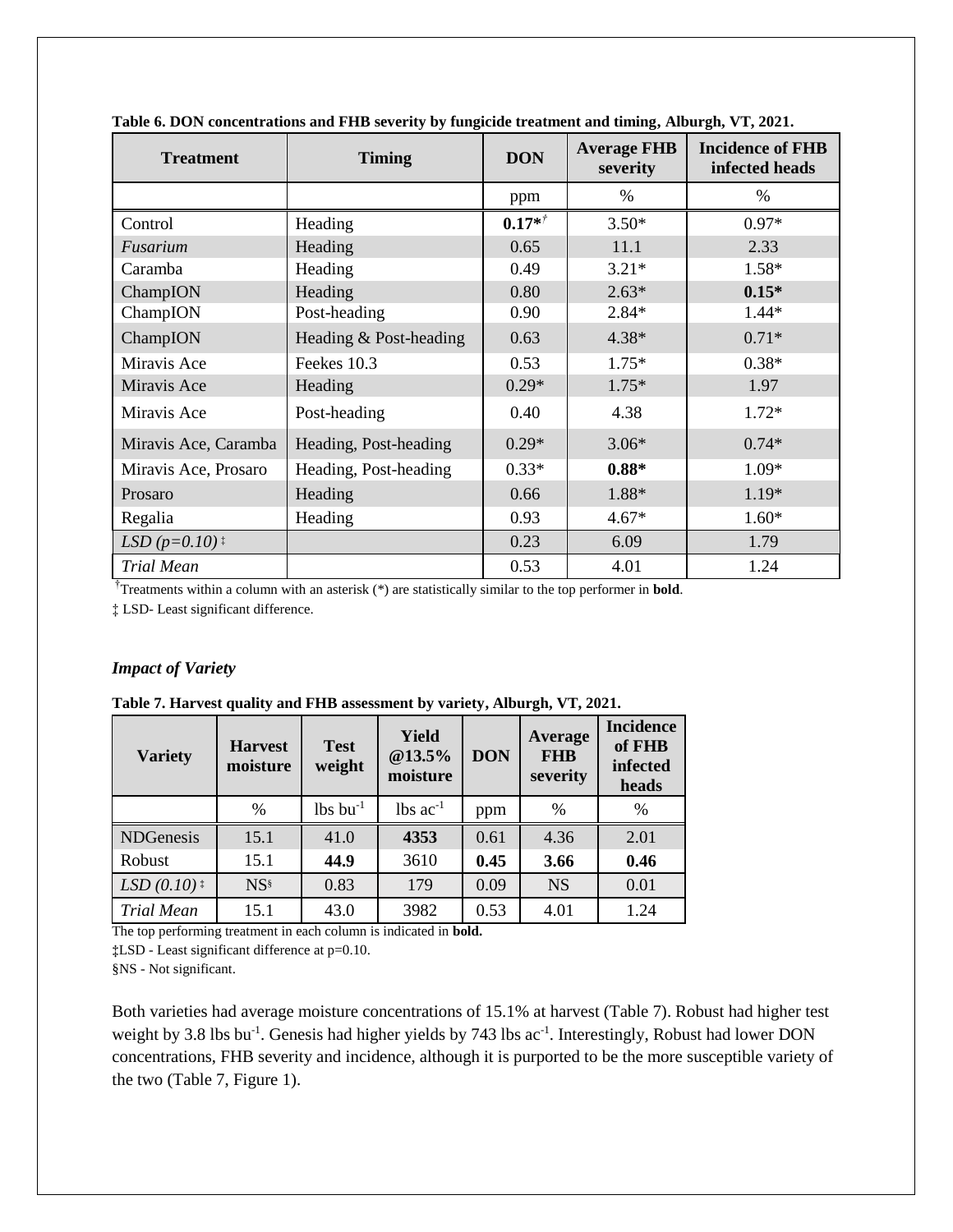**Table 6. DON concentrations and FHB severity by fungicide treatment and timing, Alburgh, VT, 2021.**

| Treatment | Timing | DON | Average FHB severity | Incidence of FHB infected heads |
|---|---|---|---|---|
| | | ppm | % | % |
| Control | Heading | **0.17*** [†] | 3.50* | 0.97* |
| *Fusarium* | Heading | 0.65 | 11.1 | 2.33 |
| Caramba | Heading | 0.49 | 3.21* | 1.58* |
| ChampION | Heading | 0.80 | 2.63* | **0.15*** |
| ChampION | Post-heading | 0.90 | 2.84* | 1.44* |
| ChampION | Heading & Post-heading | 0.63 | 4.38* | 0.71* |
| Miravis Ace | Feekes 10.3 | 0.53 | 1.75* | 0.38* |
| Miravis Ace | Heading | 0.29* | 1.75* | 1.97 |
| Miravis Ace | Post-heading | 0.40 | 4.38 | 1.72* |
| Miravis Ace, Caramba | Heading, Post-heading | 0.29* | 3.06* | 0.74* |
| Miravis Ace, Prosaro | Heading, Post-heading | 0.33* | **0.88*** | 1.09* |
| Prosaro | Heading | 0.66 | 1.88* | 1.19* |
| Regalia | Heading | 0.93 | 4.67* | 1.60* |
| *LSD (p=0.10)* ‡ | | 0.23 | 6.09 | 1.79 |
| *Trial Mean* | | 0.53 | 4.01 | 1.24 |

†Treatments within a column with an asterisk (*) are statistically similar to the top performer in **bold**.

‡ LSD- Least significant difference.

### *Impact of Variety*

**Table 7. Harvest quality and FHB assessment by variety, Alburgh, VT, 2021.**

| Variety | Harvest moisture | Test weight | Yield @13.5% moisture | DON | Average FHB severity | Incidence of FHB infected heads |
|---|---|---|---|---|---|---|
| | % | lbs $bu^{-1}$ | lbs $ac^{-1}$ | ppm | % | % |
| NDGenesis | 15.1 | 41.0 | **4353** | 0.61 | 4.36 | 2.01 |
| Robust | 15.1 | **44.9** | 3610 | **0.45** | **3.66** | **0.46** |
| *LSD (0.10)* ‡ | NS§ | 0.83 | 179 | 0.09 | NS | 0.01 |
| *Trial Mean* | 15.1 | 43.0 | 3982 | 0.53 | 4.01 | 1.24 |

The top performing treatment in each column is indicated in **bold.**

‡LSD - Least significant difference at p=0.10.

§NS - Not significant.

Both varieties had average moisture concentrations of 15.1% at harvest (Table 7). Robust had higher test weight by 3.8 lbs $bu^{-1}$. Genesis had higher yields by 743 lbs $ac^{-1}$. Interestingly, Robust had lower DON concentrations, FHB severity and incidence, although it is purported to be the more susceptible variety of the two (Table 7, Figure 1).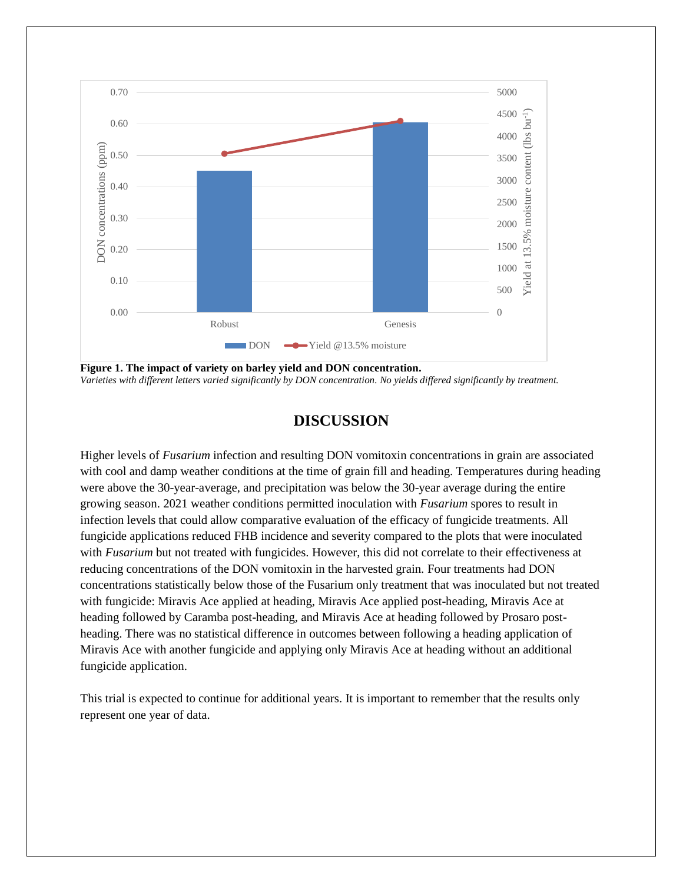**Figure 1. The impact of variety on barley yield and DON concentration.**

*Varieties with different letters varied significantly by DON concentration. No yields differed significantly by treatment.*

## DISCUSSION

Higher levels of *Fusarium* infection and resulting DON vomitoxin concentrations in grain are associated with cool and damp weather conditions at the time of grain fill and heading. Temperatures during heading were above the 30-year-average, and precipitation was below the 30-year average during the entire growing season. 2021 weather conditions permitted inoculation with *Fusarium* spores to result in infection levels that could allow comparative evaluation of the efficacy of fungicide treatments. All fungicide applications reduced FHB incidence and severity compared to the plots that were inoculated with *Fusarium* but not treated with fungicides. However, this did not correlate to their effectiveness at reducing concentrations of the DON vomitoxin in the harvested grain. Four treatments had DON concentrations statistically below those of the Fusarium only treatment that was inoculated but not treated with fungicide: Miravis Ace applied at heading, Miravis Ace applied post-heading, Miravis Ace at heading followed by Caramba post-heading, and Miravis Ace at heading followed by Prosaro post-heading. There was no statistical difference in outcomes between following a heading application of Miravis Ace with another fungicide and applying only Miravis Ace at heading without an additional fungicide application.

This trial is expected to continue for additional years. It is important to remember that the results only represent one year of data.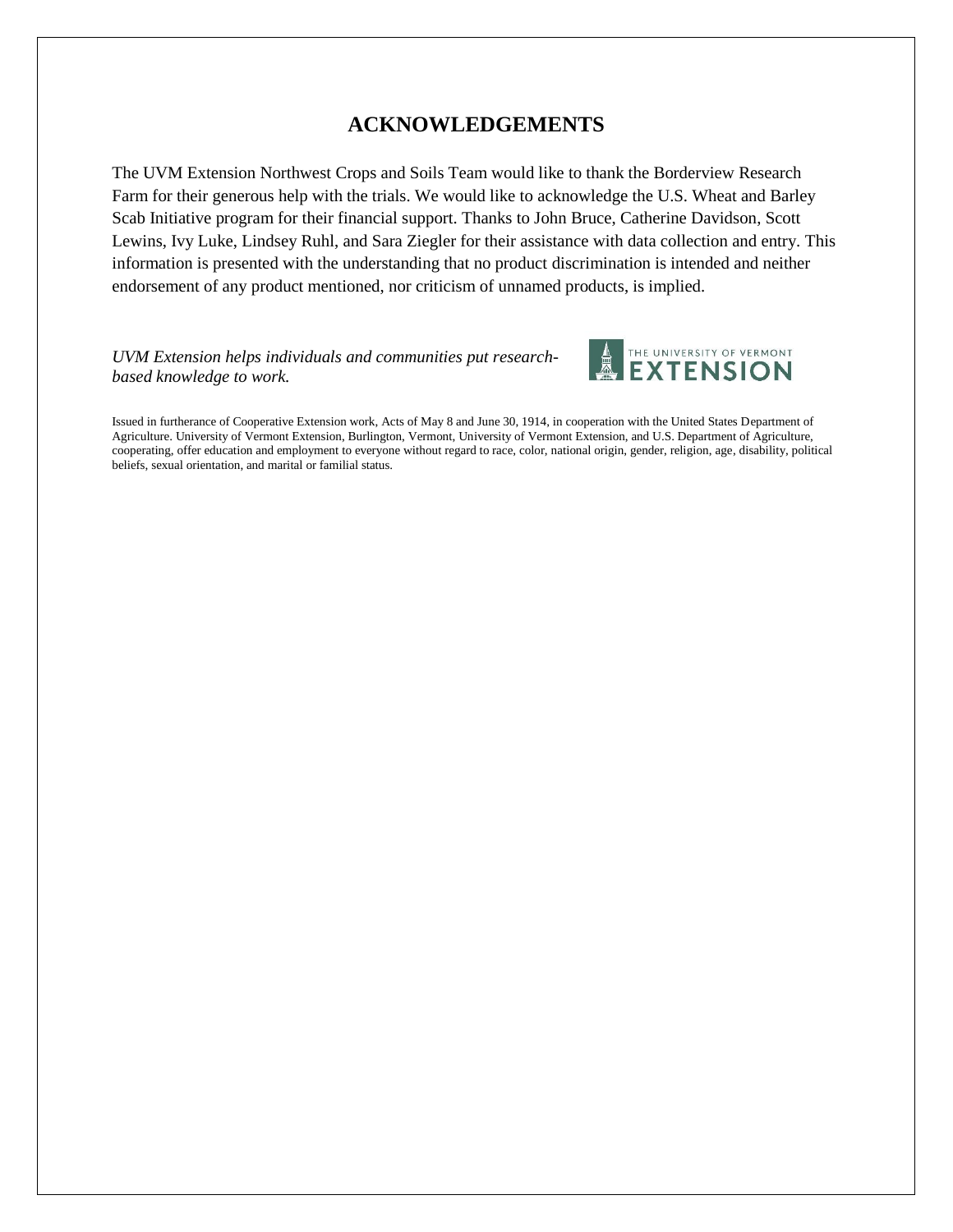# ACKNOWLEDGEMENTS

The UVM Extension Northwest Crops and Soils Team would like to thank the Borderview Research Farm for their generous help with the trials. We would like to acknowledge the U.S. Wheat and Barley Scab Initiative program for their financial support. Thanks to John Bruce, Catherine Davidson, Scott Lewins, Ivy Luke, Lindsey Ruhl, and Sara Ziegler for their assistance with data collection and entry. This information is presented with the understanding that no product discrimination is intended and neither endorsement of any product mentioned, nor criticism of unnamed products, is implied.

*UVM Extension helps individuals and communities put research-based knowledge to work.*

THE UNIVERSITY OF VERMONT EXTENSION

Issued in furtherance of Cooperative Extension work, Acts of May 8 and June 30, 1914, in cooperation with the United States Department of Agriculture. University of Vermont Extension, Burlington, Vermont, University of Vermont Extension, and U.S. Department of Agriculture, cooperating, offer education and employment to everyone without regard to race, color, national origin, gender, religion, age, disability, political beliefs, sexual orientation, and marital or familial status.